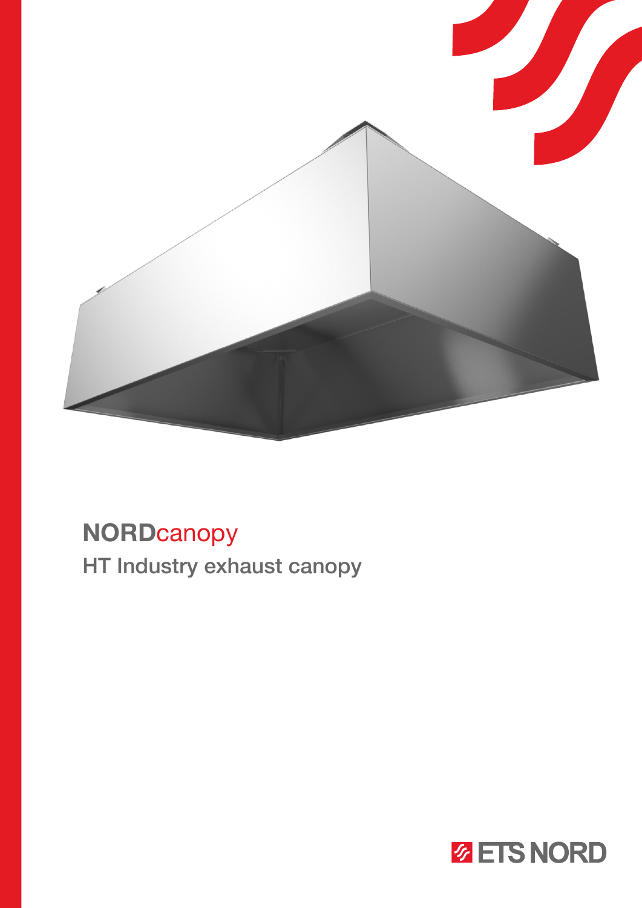# NORDcanopy

## HT Industry exhaust canopy

ETS NORD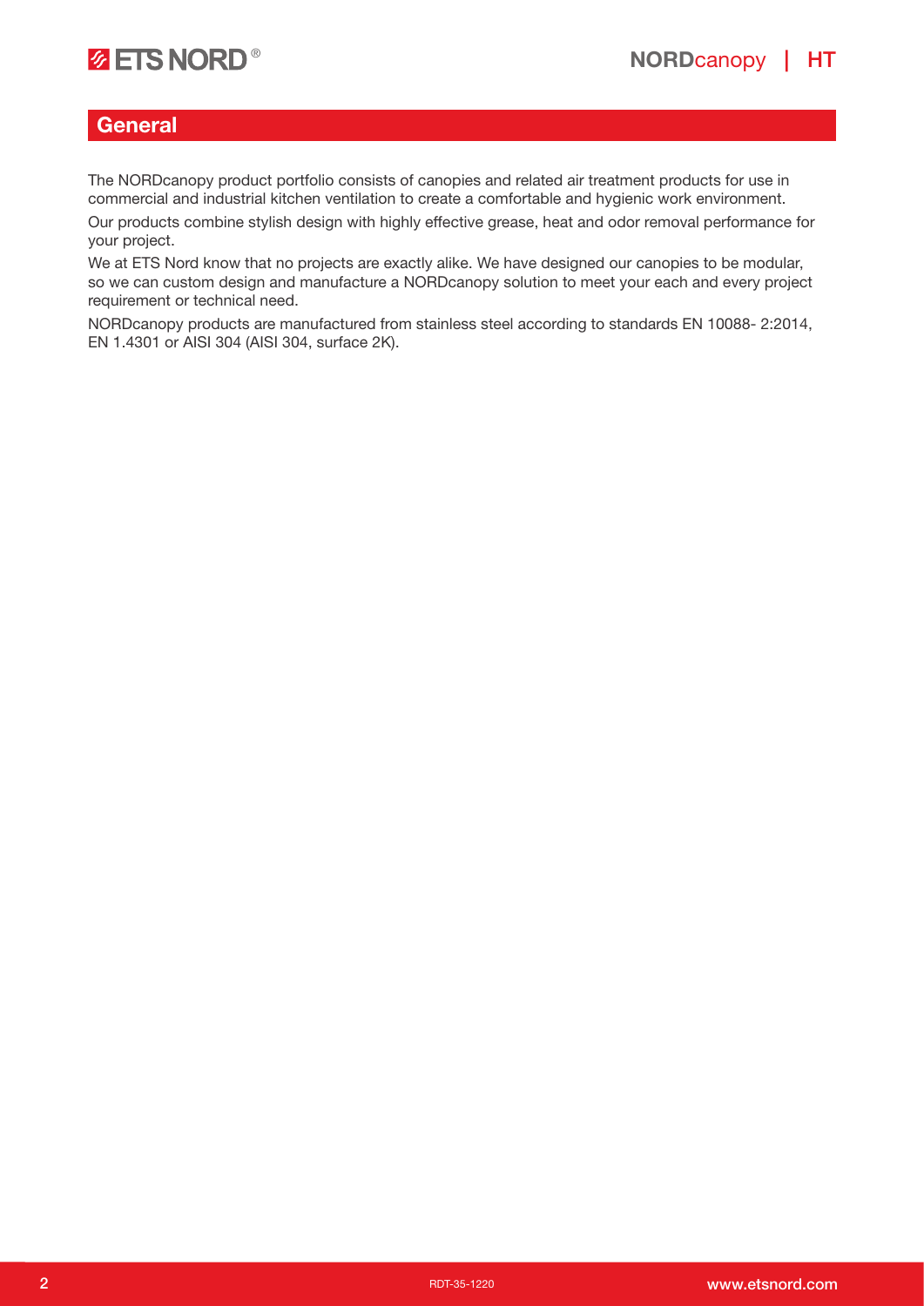## General

The NORDcanopy product portfolio consists of canopies and related air treatment products for use in commercial and industrial kitchen ventilation to create a comfortable and hygienic work environment.

Our products combine stylish design with highly effective grease, heat and odor removal performance for your project.

We at ETS Nord know that no projects are exactly alike. We have designed our canopies to be modular, so we can custom design and manufacture a NORDcanopy solution to meet your each and every project requirement or technical need.

NORDcanopy products are manufactured from stainless steel according to standards EN 10088- 2:2014, EN 1.4301 or AISI 304 (AISI 304, surface 2K).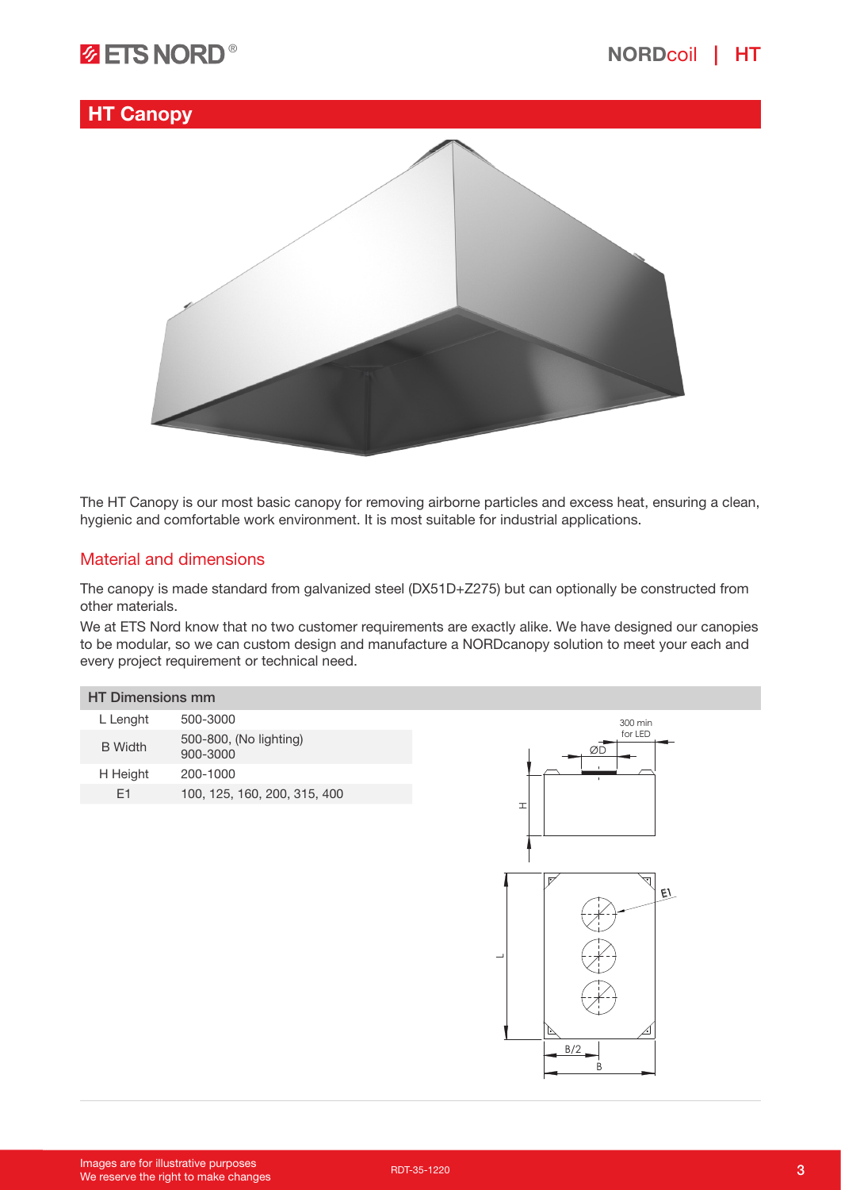## HT Canopy

The HT Canopy is our most basic canopy for removing airborne particles and excess heat, ensuring a clean, hygienic and comfortable work environment. It is most suitable for industrial applications.

### Material and dimensions

The canopy is made standard from galvanized steel (DX51D+Z275) but can optionally be constructed from other materials.

We at ETS Nord know that no two customer requirements are exactly alike. We have designed our canopies to be modular, so we can custom design and manufacture a NORDcanopy solution to meet your each and every project requirement or technical need.

| HT Dimensions mm | |
|---|---|
| L Lenght | 500-3000 |
| B Width | 500-800, (No lighting) 900-3000 |
| H Height | 200-1000 |
| E1 | 100, 125, 160, 200, 315, 400 |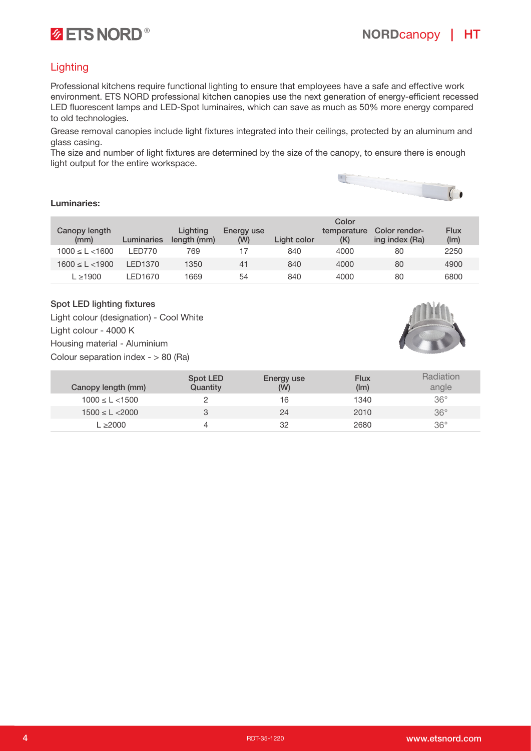## Lighting

Professional kitchens require functional lighting to ensure that employees have a safe and effective work environment. ETS NORD professional kitchen canopies use the next generation of energy-efficient recessed LED fluorescent lamps and LED-Spot luminaires, which can save as much as 50% more energy compared to old technologies.

Grease removal canopies include light fixtures integrated into their ceilings, protected by an aluminum and glass casing.
The size and number of light fixtures are determined by the size of the canopy, to ensure there is enough light output for the entire workspace.

**Luminaries:**

| Canopy length (mm) | Luminaries | Lighting length (mm) | Energy use (W) | Light color | Color temperature (K) | Color rendering index (Ra) | Flux (lm) |
|---|---|---|---|---|---|---|---|
| 1000 ≤ L <1600 | LED770 | 769 | 17 | 840 | 4000 | 80 | 2250 |
| 1600 ≤ L <1900 | LED1370 | 1350 | 41 | 840 | 4000 | 80 | 4900 |
| L ≥1900 | LED1670 | 1669 | 54 | 840 | 4000 | 80 | 6800 |

Spot LED lighting fixtures

Light colour (designation) - Cool White

Light colour - 4000 K

Housing material - Aluminium

Colour separation index - > 80 (Ra)

| Canopy length (mm) | Spot LED Quantity | Energy use (W) | Flux (lm) | Radiation angle |
|---|---|---|---|---|
| 1000 ≤ L <1500 | 2 | 16 | 1340 | 36° |
| 1500 ≤ L <2000 | 3 | 24 | 2010 | 36° |
| L ≥2000 | 4 | 32 | 2680 | 36° |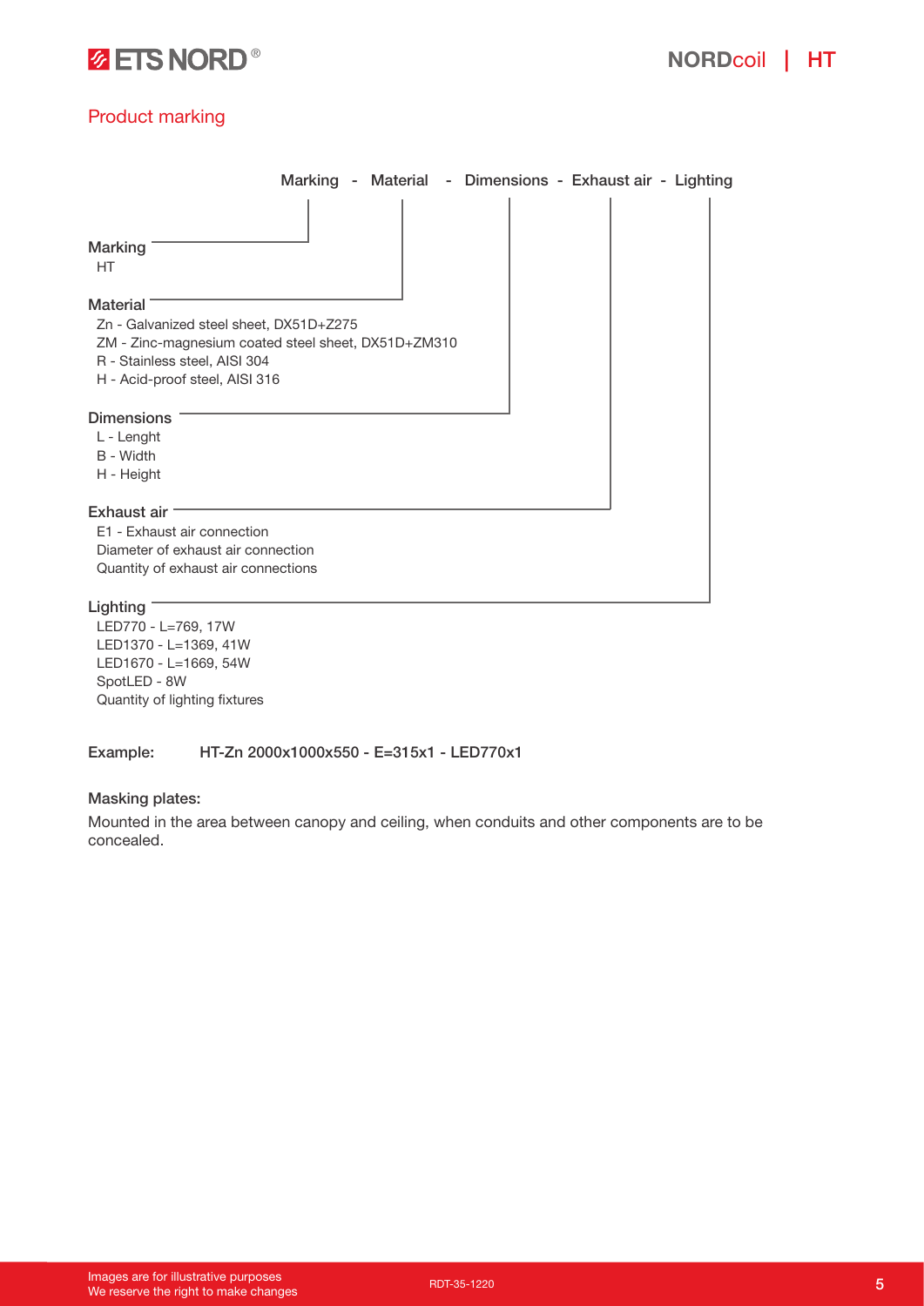## Product marking

Marking - Material - Dimensions - Exhaust air - Lighting

**Marking**

HT

**Material**

Zn - Galvanized steel sheet, DX51D+Z275
ZM - Zinc-magnesium coated steel sheet, DX51D+ZM310
R - Stainless steel, AISI 304
H - Acid-proof steel, AISI 316

**Dimensions**

L - Lenght
B - Width
H - Height

**Exhaust air**

E1 - Exhaust air connection
Diameter of exhaust air connection
Quantity of exhaust air connections

**Lighting**

LED770 - L=769, 17W
LED1370 - L=1369, 41W
LED1670 - L=1669, 54W
SpotLED - 8W
Quantity of lighting fixtures

**Example:** **HT-Zn 2000x1000x550 - E=315x1 - LED770x1**

**Masking plates:**

Mounted in the area between canopy and ceiling, when conduits and other components are to be concealed.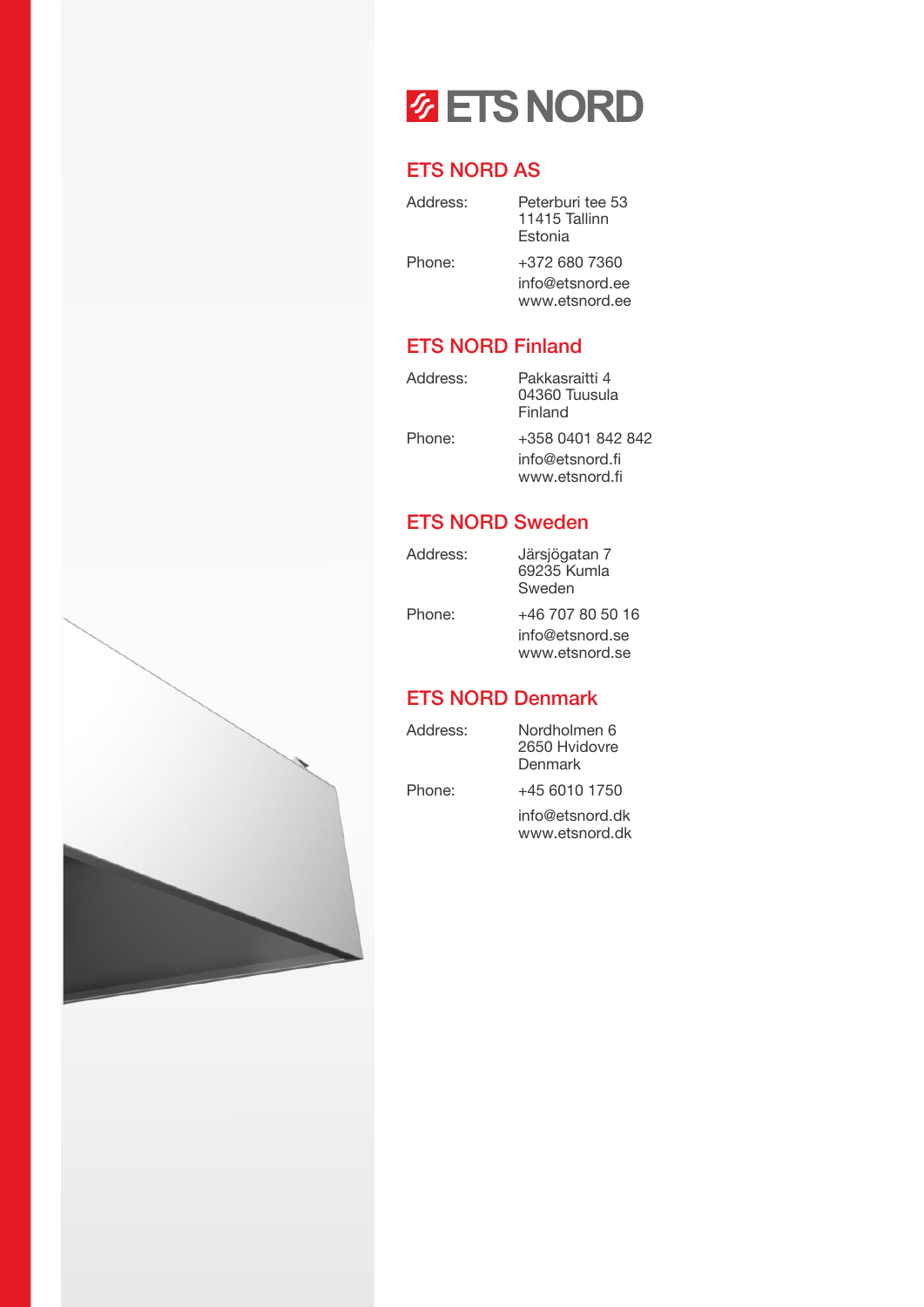# ETS NORD

## ETS NORD AS

| | |
|---|---|
| Address: | Peterburi tee 53<br>11415 Tallinn<br>Estonia |
| Phone: | +372 680 7360<br>info@etsnord.ee<br>www.etsnord.ee |

## ETS NORD Finland

| | |
|---|---|
| Address: | Pakkasraitti 4<br>04360 Tuusula<br>Finland |
| Phone: | +358 0401 842 842<br>info@etsnord.fi<br>www.etsnord.fi |

## ETS NORD Sweden

| | |
|---|---|
| Address: | Järsjögatan 7<br>69235 Kumla<br>Sweden |
| Phone: | +46 707 80 50 16<br>info@etsnord.se<br>www.etsnord.se |

## ETS NORD Denmark

| | |
|---|---|
| Address: | Nordholmen 6<br>2650 Hvidovre<br>Denmark |
| Phone: | +45 6010 1750<br>info@etsnord.dk<br>www.etsnord.dk |